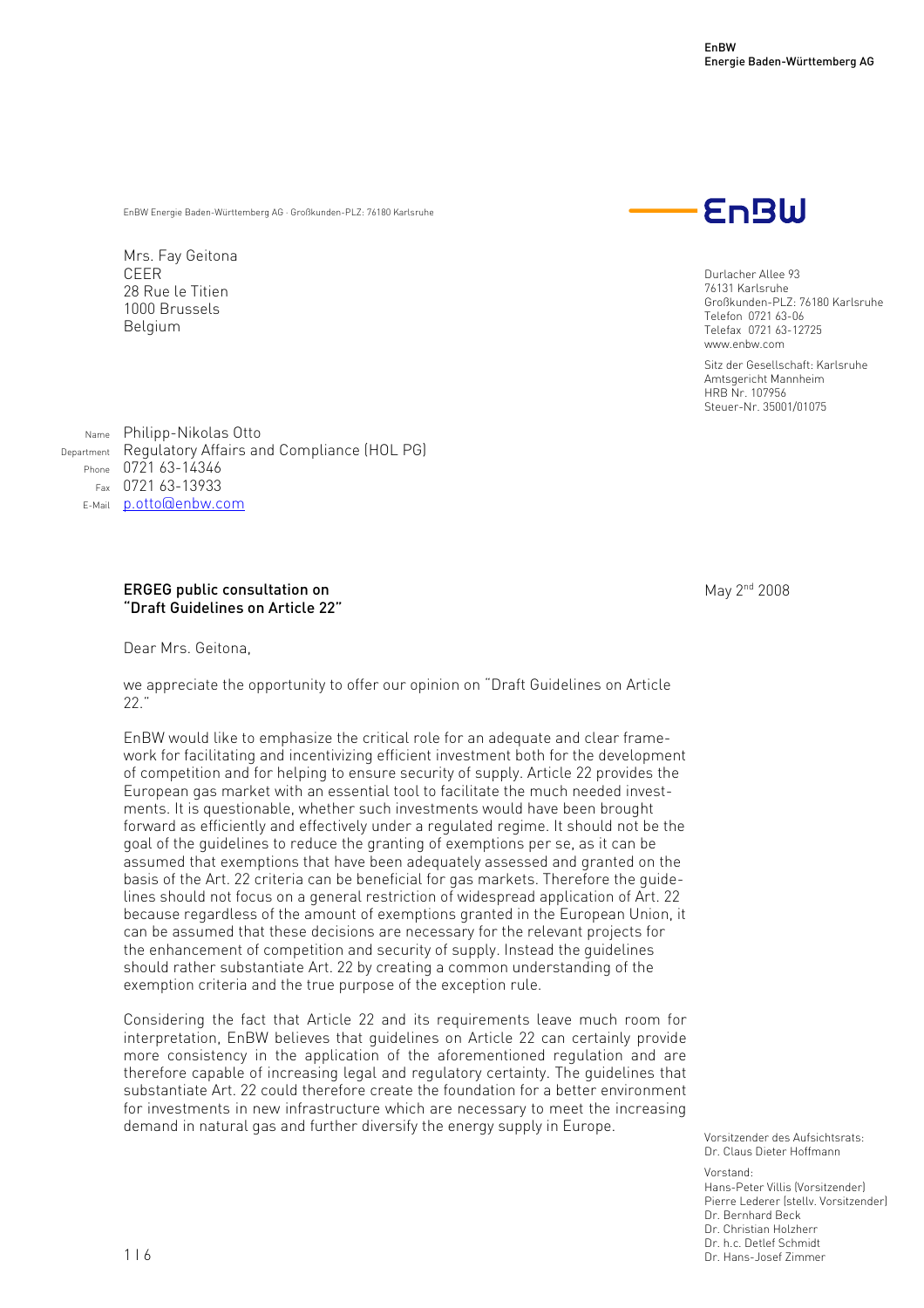EnBW
Energie Baden-Württemberg AG

EnBW Energie Baden-Württemberg AG · Großkunden-PLZ: 76180 Karlsruhe

Mrs. Fay Geitona
CEER
28 Rue le Titien
1000 Brussels
Belgium

EnBW

Durlacher Allee 93
76131 Karlsruhe
Großkunden-PLZ: 76180 Karlsruhe
Telefon 0721 63-06
Telefax 0721 63-12725
www.enbw.com

Sitz der Gesellschaft: Karlsruhe
Amtsgericht Mannheim
HRB Nr. 107956
Steuer-Nr. 35001/01075

Name Philipp-Nikolas Otto
Department Regulatory Affairs and Compliance (HOL PG)
Phone 0721 63-14346
Fax 0721 63-13933
E-Mail p.otto@enbw.com

**ERGEG public consultation on "Draft Guidelines on Article 22"**

May 2nd 2008

Dear Mrs. Geitona,

we appreciate the opportunity to offer our opinion on "Draft Guidelines on Article 22."

EnBW would like to emphasize the critical role for an adequate and clear framework for facilitating and incentivizing efficient investment both for the development of competition and for helping to ensure security of supply. Article 22 provides the European gas market with an essential tool to facilitate the much needed investments. It is questionable, whether such investments would have been brought forward as efficiently and effectively under a regulated regime. It should not be the goal of the guidelines to reduce the granting of exemptions per se, as it can be assumed that exemptions that have been adequately assessed and granted on the basis of the Art. 22 criteria can be beneficial for gas markets. Therefore the guidelines should not focus on a general restriction of widespread application of Art. 22 because regardless of the amount of exemptions granted in the European Union, it can be assumed that these decisions are necessary for the relevant projects for the enhancement of competition and security of supply. Instead the guidelines should rather substantiate Art. 22 by creating a common understanding of the exemption criteria and the true purpose of the exception rule.

Considering the fact that Article 22 and its requirements leave much room for interpretation, EnBW believes that guidelines on Article 22 can certainly provide more consistency in the application of the aforementioned regulation and are therefore capable of increasing legal and regulatory certainty. The guidelines that substantiate Art. 22 could therefore create the foundation for a better environment for investments in new infrastructure which are necessary to meet the increasing demand in natural gas and further diversify the energy supply in Europe.

Vorsitzender des Aufsichtsrats:
Dr. Claus Dieter Hoffmann

Vorstand:
Hans-Peter Villis (Vorsitzender)
Pierre Lederer (stellv. Vorsitzender)
Dr. Bernhard Beck
Dr. Christian Holzherr
Dr. h.c. Detlef Schmidt
Dr. Hans-Josef Zimmer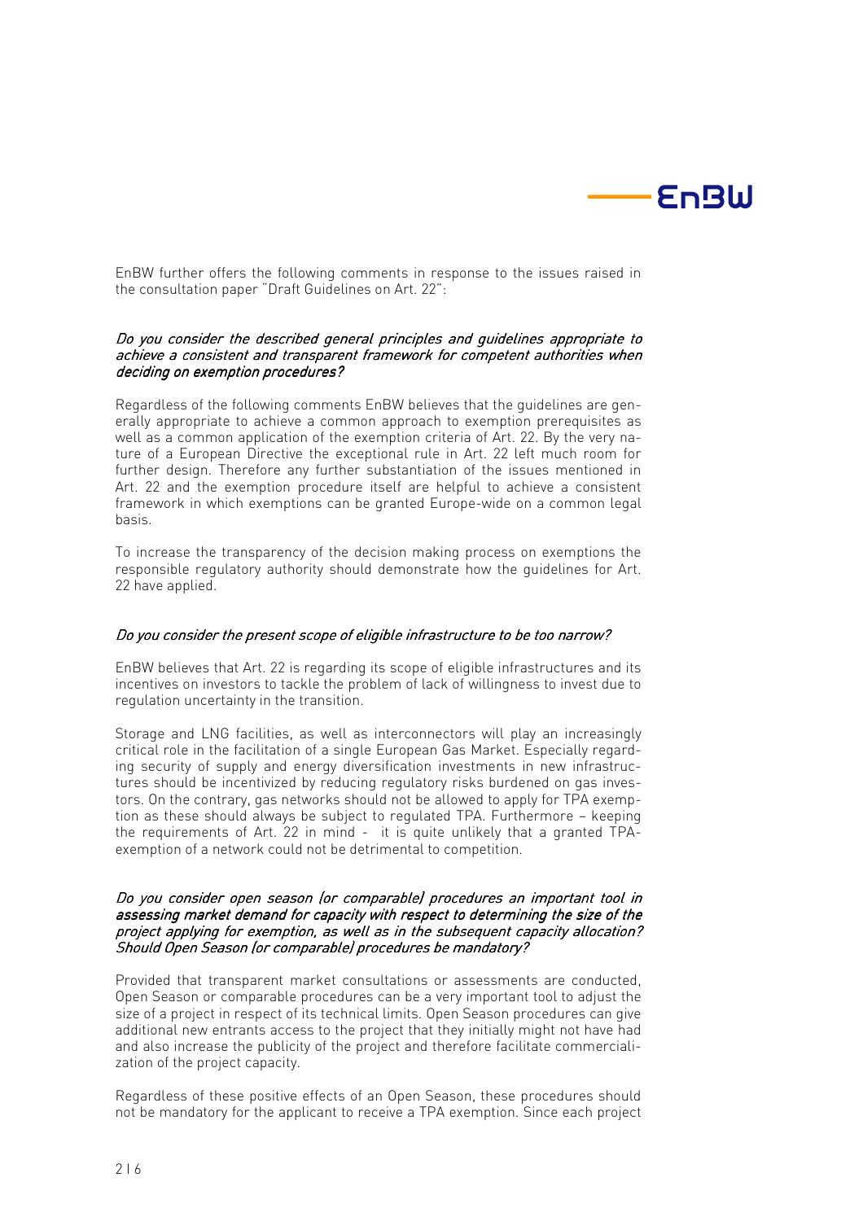EnBW further offers the following comments in response to the issues raised in the consultation paper "Draft Guidelines on Art. 22":

*Do you consider the described general principles and guidelines appropriate to achieve a consistent and transparent framework for competent authorities when deciding on exemption procedures?*

Regardless of the following comments EnBW believes that the guidelines are generally appropriate to achieve a common approach to exemption prerequisites as well as a common application of the exemption criteria of Art. 22. By the very nature of a European Directive the exceptional rule in Art. 22 left much room for further design. Therefore any further substantiation of the issues mentioned in Art. 22 and the exemption procedure itself are helpful to achieve a consistent framework in which exemptions can be granted Europe-wide on a common legal basis.

To increase the transparency of the decision making process on exemptions the responsible regulatory authority should demonstrate how the guidelines for Art. 22 have applied.

*Do you consider the present scope of eligible infrastructure to be too narrow?*

EnBW believes that Art. 22 is regarding its scope of eligible infrastructures and its incentives on investors to tackle the problem of lack of willingness to invest due to regulation uncertainty in the transition.

Storage and LNG facilities, as well as interconnectors will play an increasingly critical role in the facilitation of a single European Gas Market. Especially regarding security of supply and energy diversification investments in new infrastructures should be incentivized by reducing regulatory risks burdened on gas investors. On the contrary, gas networks should not be allowed to apply for TPA exemption as these should always be subject to regulated TPA. Furthermore – keeping the requirements of Art. 22 in mind - it is quite unlikely that a granted TPA-exemption of a network could not be detrimental to competition.

*Do you consider open season (or comparable) procedures an important tool in assessing market demand for capacity with respect to determining the size of the project applying for exemption, as well as in the subsequent capacity allocation? Should Open Season (or comparable) procedures be mandatory?*

Provided that transparent market consultations or assessments are conducted, Open Season or comparable procedures can be a very important tool to adjust the size of a project in respect of its technical limits. Open Season procedures can give additional new entrants access to the project that they initially might not have had and also increase the publicity of the project and therefore facilitate commercialization of the project capacity.

Regardless of these positive effects of an Open Season, these procedures should not be mandatory for the applicant to receive a TPA exemption. Since each project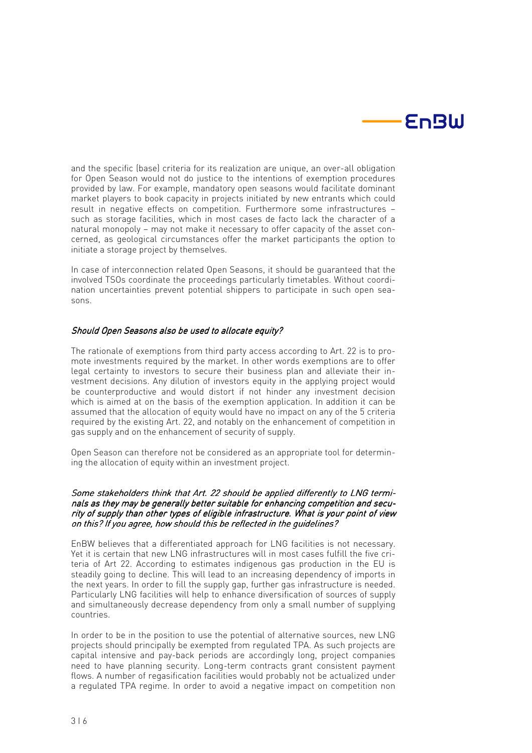and the specific (base) criteria for its realization are unique, an over-all obligation for Open Season would not do justice to the intentions of exemption procedures provided by law. For example, mandatory open seasons would facilitate dominant market players to book capacity in projects initiated by new entrants which could result in negative effects on competition. Furthermore some infrastructures – such as storage facilities, which in most cases de facto lack the character of a natural monopoly – may not make it necessary to offer capacity of the asset concerned, as geological circumstances offer the market participants the option to initiate a storage project by themselves.

In case of interconnection related Open Seasons, it should be guaranteed that the involved TSOs coordinate the proceedings particularly timetables. Without coordination uncertainties prevent potential shippers to participate in such open seasons.

*Should Open Seasons also be used to allocate equity?*

The rationale of exemptions from third party access according to Art. 22 is to promote investments required by the market. In other words exemptions are to offer legal certainty to investors to secure their business plan and alleviate their investment decisions. Any dilution of investors equity in the applying project would be counterproductive and would distort if not hinder any investment decision which is aimed at on the basis of the exemption application. In addition it can be assumed that the allocation of equity would have no impact on any of the 5 criteria required by the existing Art. 22, and notably on the enhancement of competition in gas supply and on the enhancement of security of supply.

Open Season can therefore not be considered as an appropriate tool for determining the allocation of equity within an investment project.

*Some stakeholders think that Art. 22 should be applied differently to LNG terminals as they may be generally better suitable for enhancing competition and security of supply than other types of eligible infrastructure. What is your point of view on this? If you agree, how should this be reflected in the guidelines?*

EnBW believes that a differentiated approach for LNG facilities is not necessary. Yet it is certain that new LNG infrastructures will in most cases fulfill the five criteria of Art 22. According to estimates indigenous gas production in the EU is steadily going to decline. This will lead to an increasing dependency of imports in the next years. In order to fill the supply gap, further gas infrastructure is needed. Particularly LNG facilities will help to enhance diversification of sources of supply and simultaneously decrease dependency from only a small number of supplying countries.

In order to be in the position to use the potential of alternative sources, new LNG projects should principally be exempted from regulated TPA. As such projects are capital intensive and pay-back periods are accordingly long, project companies need to have planning security. Long-term contracts grant consistent payment flows. A number of regasification facilities would probably not be actualized under a regulated TPA regime. In order to avoid a negative impact on competition non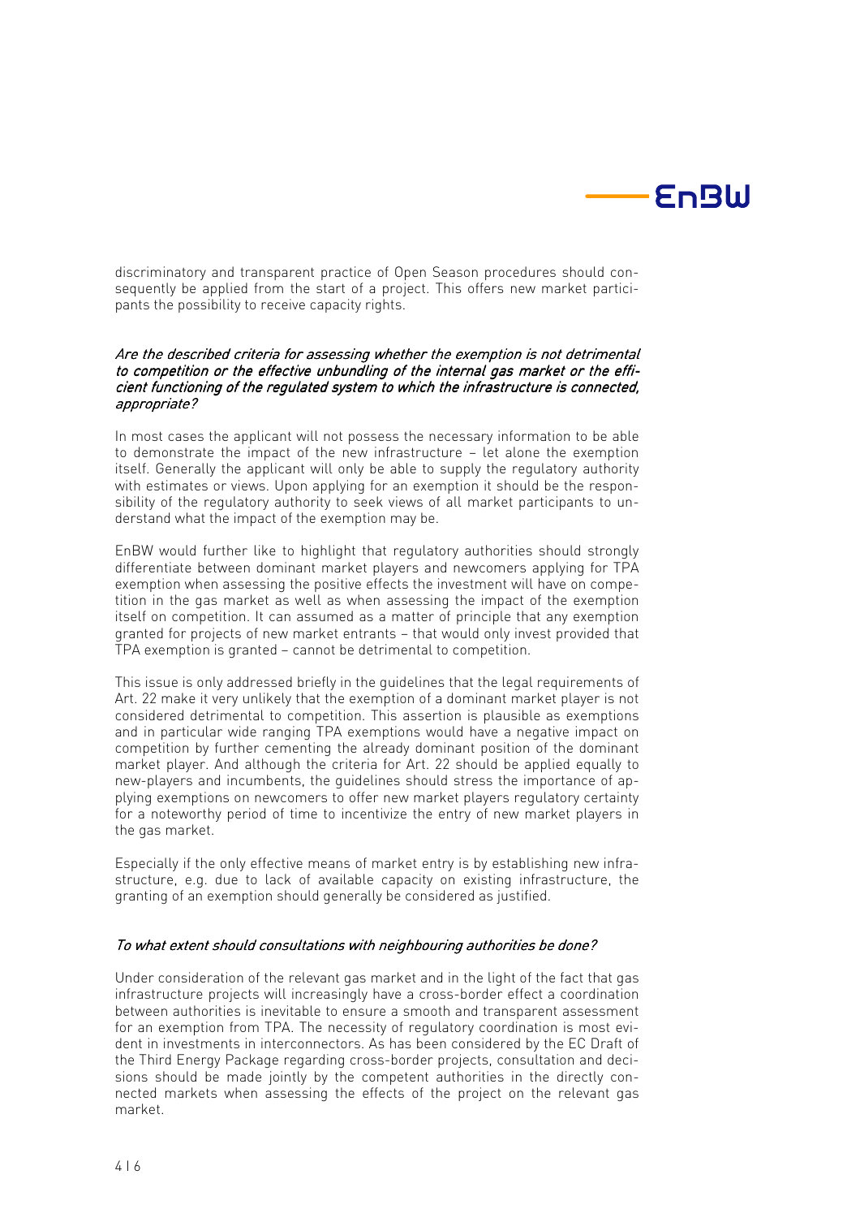discriminatory and transparent practice of Open Season procedures should consequently be applied from the start of a project. This offers new market participants the possibility to receive capacity rights.

*Are the described criteria for assessing whether the exemption is not detrimental to competition or the effective unbundling of the internal gas market or the efficient functioning of the regulated system to which the infrastructure is connected, appropriate?*

In most cases the applicant will not possess the necessary information to be able to demonstrate the impact of the new infrastructure – let alone the exemption itself. Generally the applicant will only be able to supply the regulatory authority with estimates or views. Upon applying for an exemption it should be the responsibility of the regulatory authority to seek views of all market participants to understand what the impact of the exemption may be.

EnBW would further like to highlight that regulatory authorities should strongly differentiate between dominant market players and newcomers applying for TPA exemption when assessing the positive effects the investment will have on competition in the gas market as well as when assessing the impact of the exemption itself on competition. It can assumed as a matter of principle that any exemption granted for projects of new market entrants – that would only invest provided that TPA exemption is granted – cannot be detrimental to competition.

This issue is only addressed briefly in the guidelines that the legal requirements of Art. 22 make it very unlikely that the exemption of a dominant market player is not considered detrimental to competition. This assertion is plausible as exemptions and in particular wide ranging TPA exemptions would have a negative impact on competition by further cementing the already dominant position of the dominant market player. And although the criteria for Art. 22 should be applied equally to new-players and incumbents, the guidelines should stress the importance of applying exemptions on newcomers to offer new market players regulatory certainty for a noteworthy period of time to incentivize the entry of new market players in the gas market.

Especially if the only effective means of market entry is by establishing new infrastructure, e.g. due to lack of available capacity on existing infrastructure, the granting of an exemption should generally be considered as justified.

*To what extent should consultations with neighbouring authorities be done?*

Under consideration of the relevant gas market and in the light of the fact that gas infrastructure projects will increasingly have a cross-border effect a coordination between authorities is inevitable to ensure a smooth and transparent assessment for an exemption from TPA. The necessity of regulatory coordination is most evident in investments in interconnectors. As has been considered by the EC Draft of the Third Energy Package regarding cross-border projects, consultation and decisions should be made jointly by the competent authorities in the directly connected markets when assessing the effects of the project on the relevant gas market.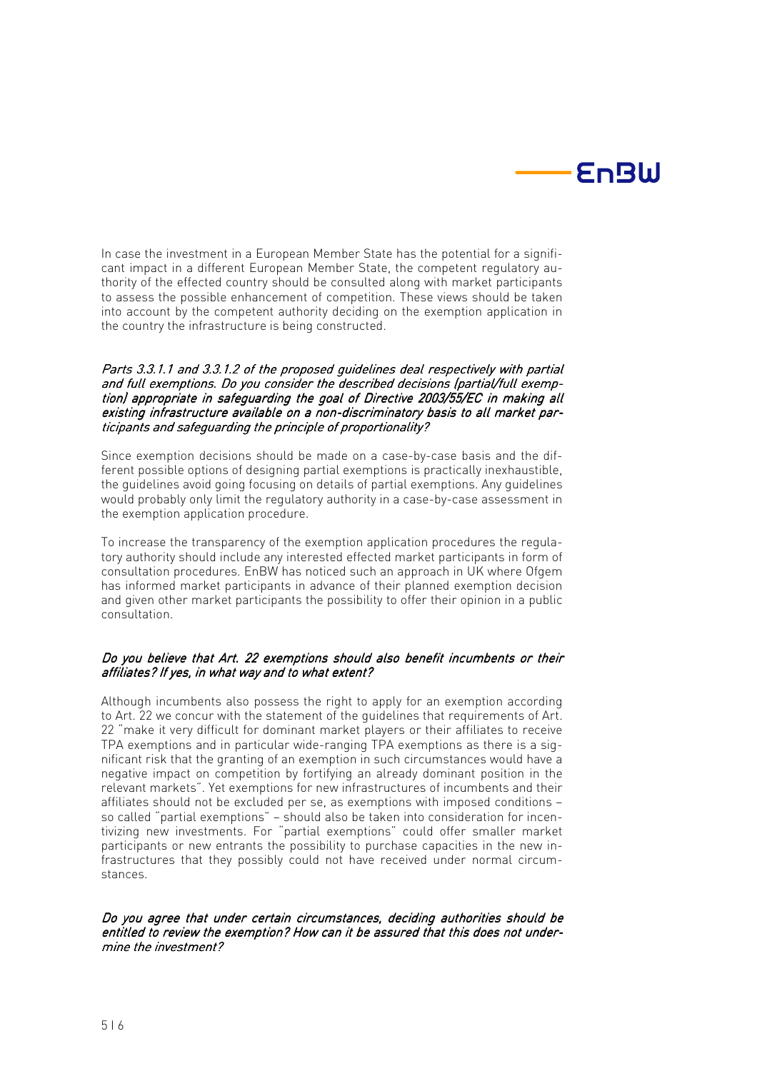In case the investment in a European Member State has the potential for a significant impact in a different European Member State, the competent regulatory authority of the effected country should be consulted along with market participants to assess the possible enhancement of competition. These views should be taken into account by the competent authority deciding on the exemption application in the country the infrastructure is being constructed.

*Parts 3.3.1.1 and 3.3.1.2 of the proposed guidelines deal respectively with partial and full exemptions. Do you consider the described decisions (partial/full exemption) appropriate in safeguarding the goal of Directive 2003/55/EC in making all existing infrastructure available on a non-discriminatory basis to all market participants and safeguarding the principle of proportionality?*

Since exemption decisions should be made on a case-by-case basis and the different possible options of designing partial exemptions is practically inexhaustible, the guidelines avoid going focusing on details of partial exemptions. Any guidelines would probably only limit the regulatory authority in a case-by-case assessment in the exemption application procedure.

To increase the transparency of the exemption application procedures the regulatory authority should include any interested effected market participants in form of consultation procedures. EnBW has noticed such an approach in UK where Ofgem has informed market participants in advance of their planned exemption decision and given other market participants the possibility to offer their opinion in a public consultation.

*Do you believe that Art. 22 exemptions should also benefit incumbents or their affiliates? If yes, in what way and to what extent?*

Although incumbents also possess the right to apply for an exemption according to Art. 22 we concur with the statement of the guidelines that requirements of Art. 22 "make it very difficult for dominant market players or their affiliates to receive TPA exemptions and in particular wide-ranging TPA exemptions as there is a significant risk that the granting of an exemption in such circumstances would have a negative impact on competition by fortifying an already dominant position in the relevant markets". Yet exemptions for new infrastructures of incumbents and their affiliates should not be excluded per se, as exemptions with imposed conditions – so called "partial exemptions" – should also be taken into consideration for incentivizing new investments. For "partial exemptions" could offer smaller market participants or new entrants the possibility to purchase capacities in the new infrastructures that they possibly could not have received under normal circumstances.

*Do you agree that under certain circumstances, deciding authorities should be entitled to review the exemption? How can it be assured that this does not undermine the investment?*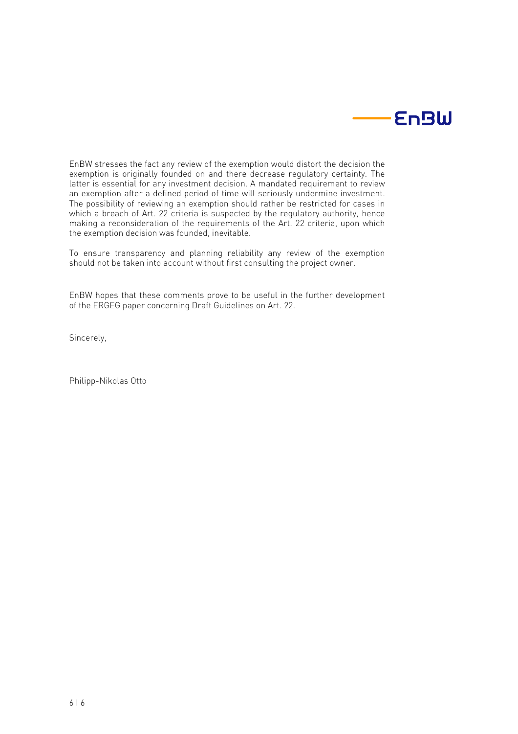EnBW stresses the fact any review of the exemption would distort the decision the exemption is originally founded on and there decrease regulatory certainty. The latter is essential for any investment decision. A mandated requirement to review an exemption after a defined period of time will seriously undermine investment. The possibility of reviewing an exemption should rather be restricted for cases in which a breach of Art. 22 criteria is suspected by the regulatory authority, hence making a reconsideration of the requirements of the Art. 22 criteria, upon which the exemption decision was founded, inevitable.

To ensure transparency and planning reliability any review of the exemption should not be taken into account without first consulting the project owner.

EnBW hopes that these comments prove to be useful in the further development of the ERGEG paper concerning Draft Guidelines on Art. 22.

Sincerely,

Philipp-Nikolas Otto